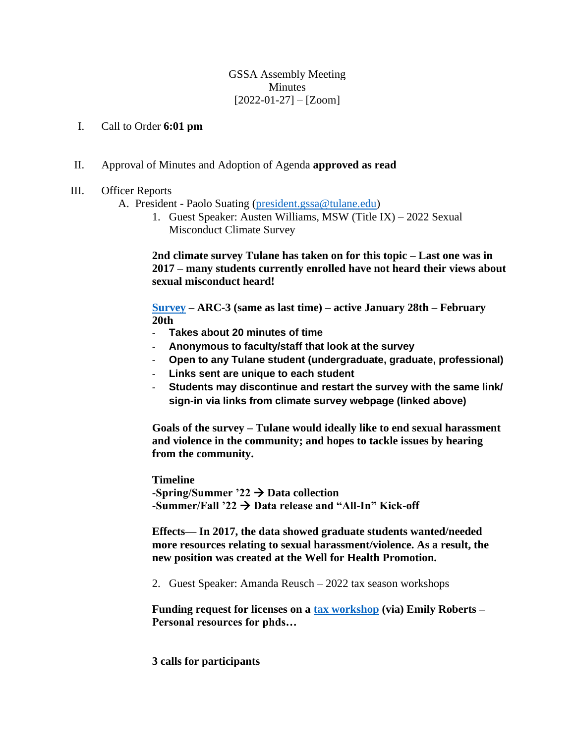GSSA Assembly Meeting
Minutes
[2022-01-27] – [Zoom]

I. Call to Order **6:01 pm**

II. Approval of Minutes and Adoption of Agenda **approved as read**

III. Officer Reports

A. President - Paolo Suating (president.gssa@tulane.edu)

1. Guest Speaker: Austen Williams, MSW (Title IX) – 2022 Sexual Misconduct Climate Survey

**2nd climate survey Tulane has taken on for this topic – Last one was in 2017 – many students currently enrolled have not heard their views about sexual misconduct heard!**

**Survey – ARC-3 (same as last time) – active January 28th – February 20th**

- **Takes about 20 minutes of time**
- **Anonymous to faculty/staff that look at the survey**
- **Open to any Tulane student (undergraduate, graduate, professional)**
- **Links sent are unique to each student**
- **Students may discontinue and restart the survey with the same link/ sign-in via links from climate survey webpage (linked above)**

**Goals of the survey – Tulane would ideally like to end sexual harassment and violence in the community; and hopes to tackle issues by hearing from the community.**

**Timeline**
**-Spring/Summer '22 → Data collection**
**-Summer/Fall '22 → Data release and "All-In" Kick-off**

**Effects— In 2017, the data showed graduate students wanted/needed more resources relating to sexual harassment/violence. As a result, the new position was created at the Well for Health Promotion.**

2. Guest Speaker: Amanda Reusch – 2022 tax season workshops

**Funding request for licenses on a tax workshop (via) Emily Roberts – Personal resources for phds…**

**3 calls for participants**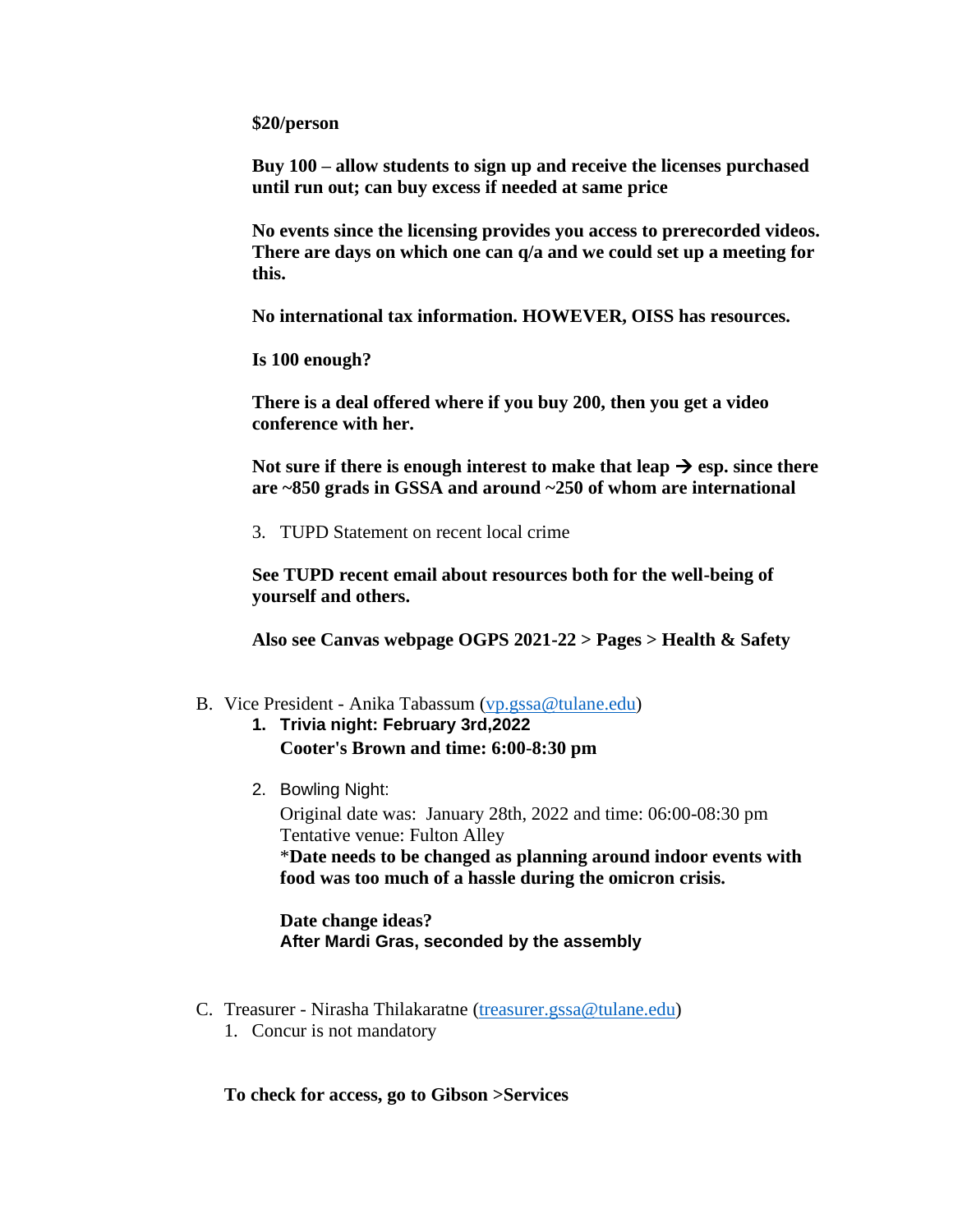**$20/person**

**Buy 100 – allow students to sign up and receive the licenses purchased until run out; can buy excess if needed at same price**

**No events since the licensing provides you access to prerecorded videos. There are days on which one can q/a and we could set up a meeting for this.**

**No international tax information. HOWEVER, OISS has resources.**

**Is 100 enough?**

**There is a deal offered where if you buy 200, then you get a video conference with her.**

**Not sure if there is enough interest to make that leap → esp. since there are ~850 grads in GSSA and around ~250 of whom are international**

3. TUPD Statement on recent local crime

**See TUPD recent email about resources both for the well-being of yourself and others.**

**Also see Canvas webpage OGPS 2021-22 > Pages > Health & Safety**

B. Vice President - Anika Tabassum (vp.gssa@tulane.edu)

1. **Trivia night: February 3rd,2022**
   **Cooter's Brown and time: 6:00-8:30 pm**

2. Bowling Night:
   Original date was: January 28th, 2022 and time: 06:00-08:30 pm
   Tentative venue: Fulton Alley
   \***Date needs to be changed as planning around indoor events with food was too much of a hassle during the omicron crisis.**

   **Date change ideas?**
   **After Mardi Gras, seconded by the assembly**

C. Treasurer - Nirasha Thilakaratne (treasurer.gssa@tulane.edu)

1. Concur is not mandatory

**To check for access, go to Gibson >Services**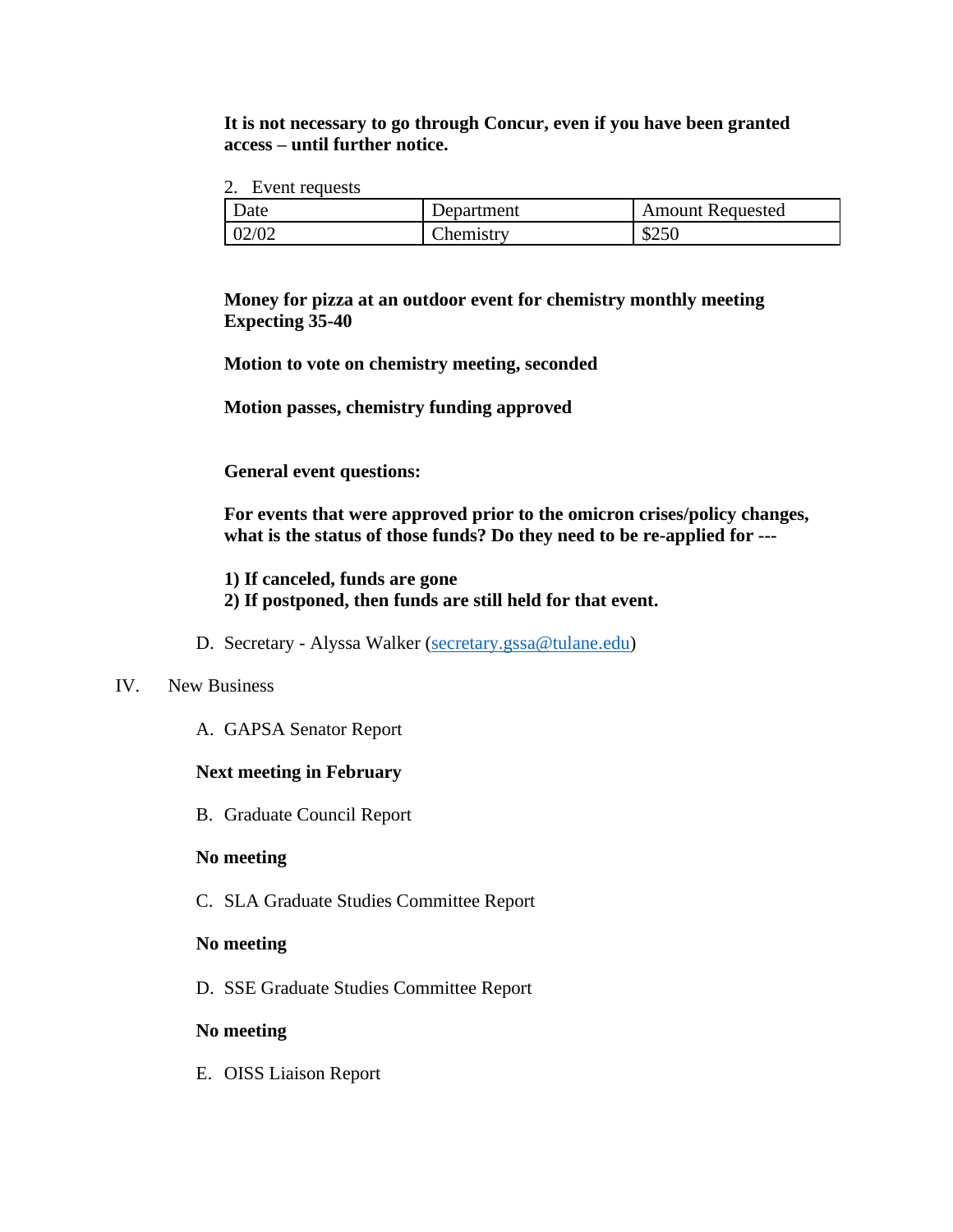**It is not necessary to go through Concur, even if you have been granted access – until further notice.**

2. Event requests

| Date | Department | Amount Requested |
|---|---|---|
| 02/02 | Chemistry | $250 |

**Money for pizza at an outdoor event for chemistry monthly meeting Expecting 35-40**

**Motion to vote on chemistry meeting, seconded**

**Motion passes, chemistry funding approved**

**General event questions:**

**For events that were approved prior to the omicron crises/policy changes, what is the status of those funds? Do they need to be re-applied for ---**

**1) If canceled, funds are gone**
**2) If postponed, then funds are still held for that event.**

D. Secretary - Alyssa Walker (secretary.gssa@tulane.edu)

IV. New Business

A. GAPSA Senator Report

**Next meeting in February**

B. Graduate Council Report

**No meeting**

C. SLA Graduate Studies Committee Report

**No meeting**

D. SSE Graduate Studies Committee Report

**No meeting**

E. OISS Liaison Report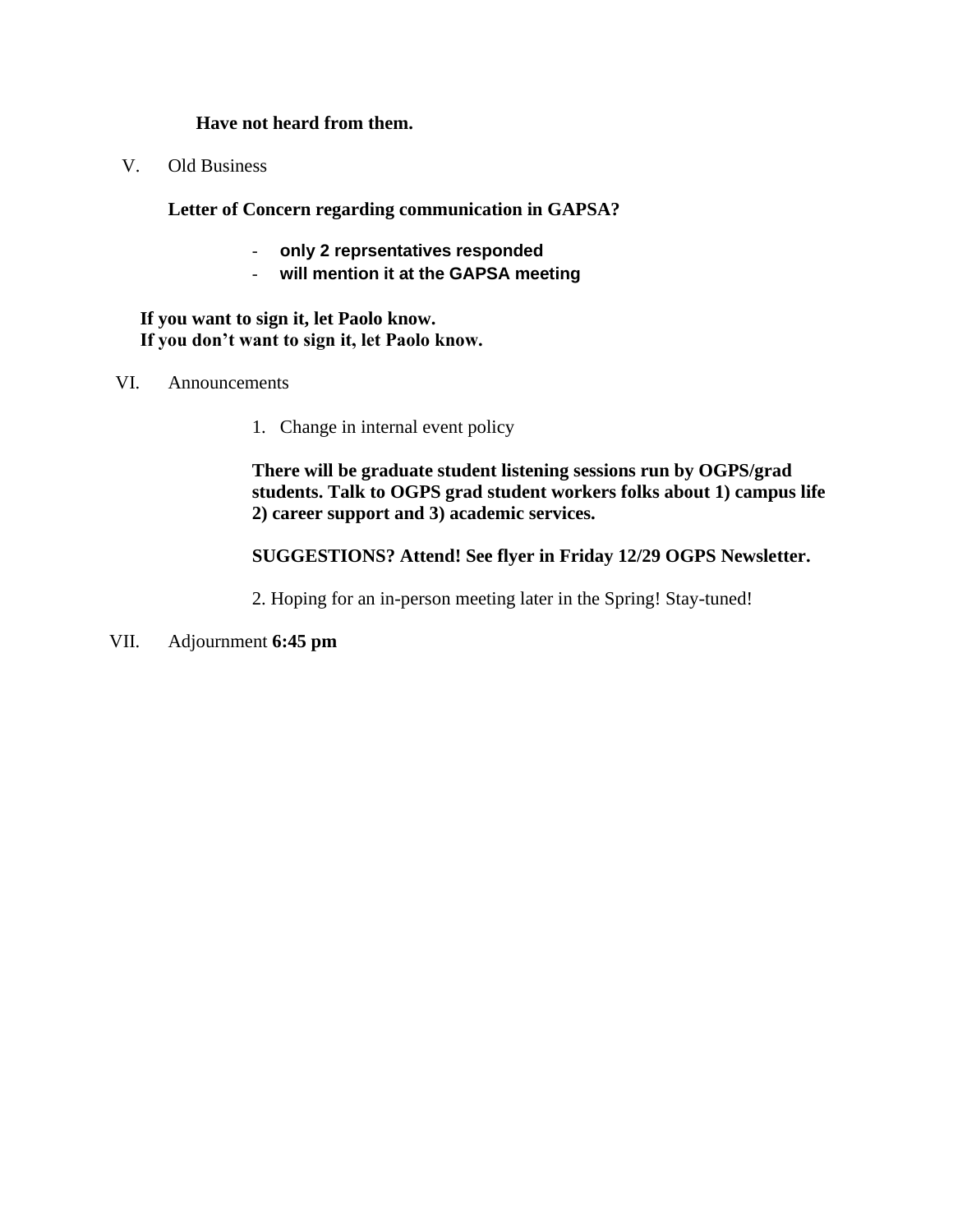**Have not heard from them.**

V. Old Business

**Letter of Concern regarding communication in GAPSA?**

- **only 2 reprsentatives responded**
- **will mention it at the GAPSA meeting**

**If you want to sign it, let Paolo know.**
**If you don't want to sign it, let Paolo know.**

VI. Announcements

1. Change in internal event policy

**There will be graduate student listening sessions run by OGPS/grad students. Talk to OGPS grad student workers folks about 1) campus life 2) career support and 3) academic services.**

**SUGGESTIONS? Attend! See flyer in Friday 12/29 OGPS Newsletter.**

2. Hoping for an in-person meeting later in the Spring! Stay-tuned!

VII. Adjournment **6:45 pm**